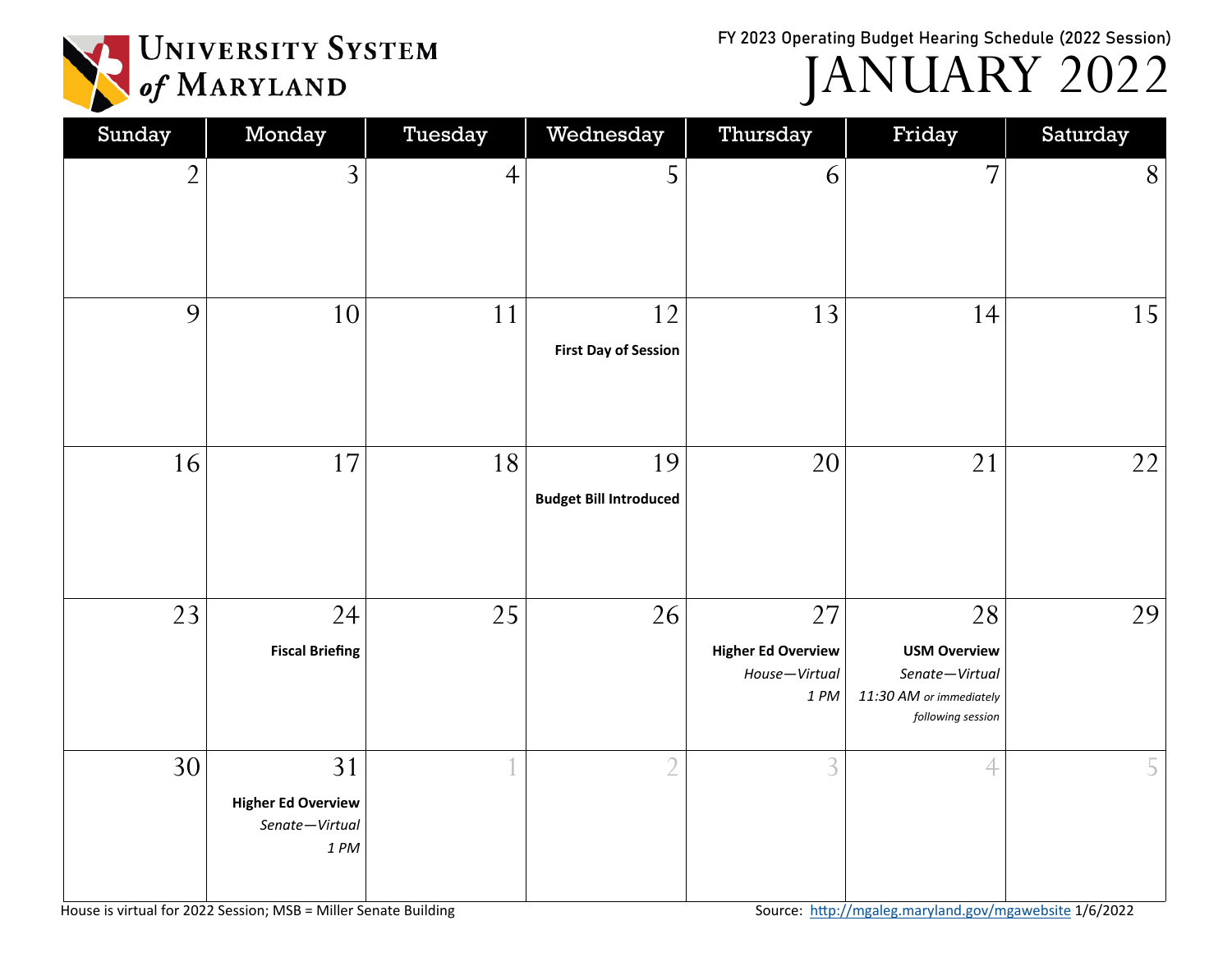# University System of Maryland

FY 2023 Operating Budget Hearing Schedule (2022 Session)

## JANUARY 2022

| Sunday | Monday | Tuesday | Wednesday | Thursday | Friday | Saturday |
|---|---|---|---|---|---|---|
| 2 | 3 | 4 | 5 | 6 | 7 | 8 |
| 9 | 10 | 11 | 12<br>**First Day of Session** | 13 | 14 | 15 |
| 16 | 17 | 18 | 19<br>**Budget Bill Introduced** | 20 | 21 | 22 |
| 23 | 24<br>**Fiscal Briefing** | 25 | 26 | 27<br>**Higher Ed Overview**<br>*House—Virtual*<br>*1 PM* | 28<br>**USM Overview**<br>*Senate—Virtual*<br>*11:30 AM or immediately following session* | 29 |
| 30 | 31<br>**Higher Ed Overview**<br>*Senate—Virtual*<br>*1 PM* | 1 | 2 | 3 | 4 | 5 |

House is virtual for 2022 Session; MSB = Miller Senate Building

Source: http://mgaleg.maryland.gov/mgawebsite 1/6/2022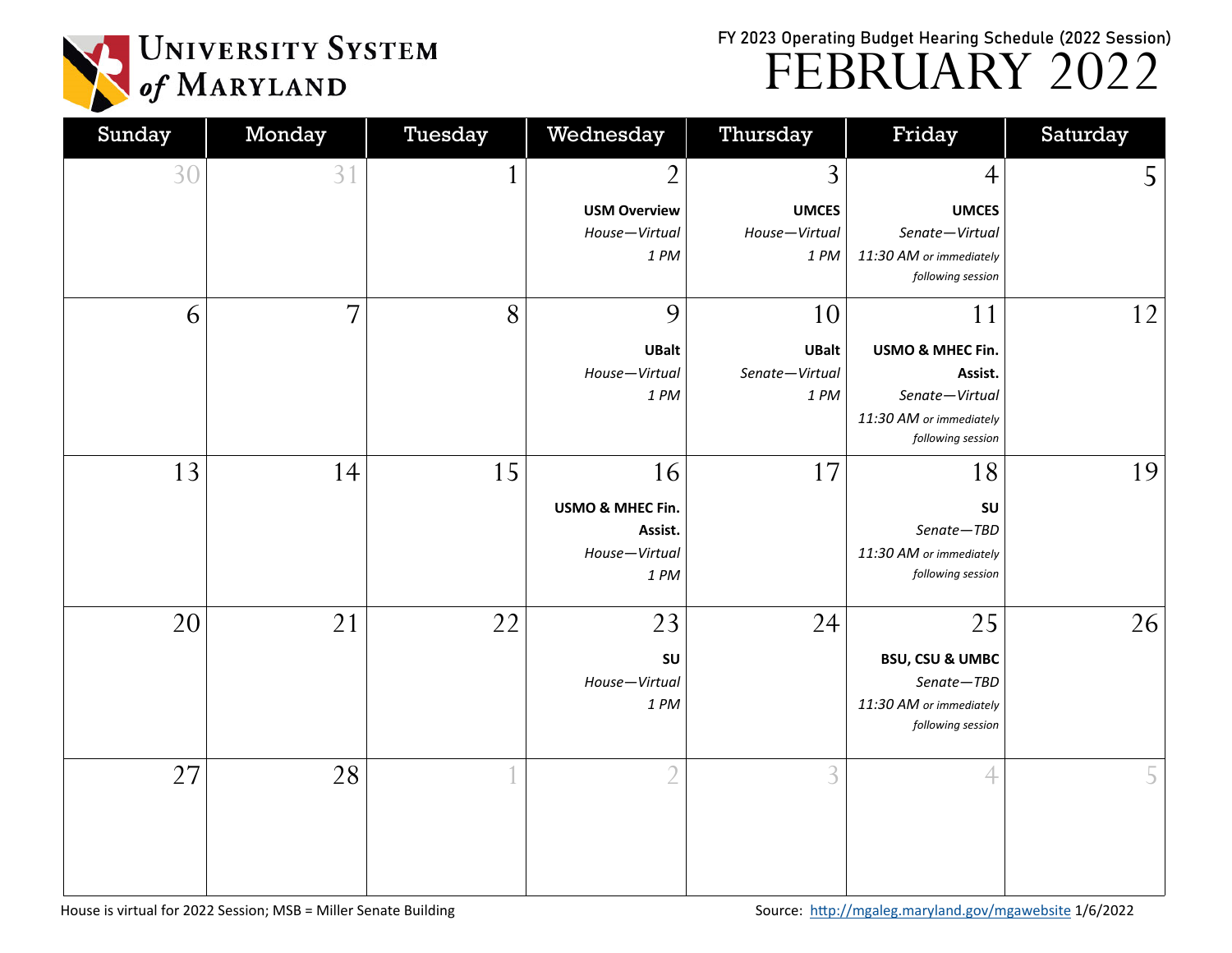# University System of Maryland

## FY 2023 Operating Budget Hearing Schedule (2022 Session)

# FEBRUARY 2022

| Sunday | Monday | Tuesday | Wednesday | Thursday | Friday | Saturday |
|---|---|---|---|---|---|---|
| 30 | 31 | 1 | 2<br>**USM Overview**<br>*House—Virtual*<br>*1 PM* | 3<br>**UMCES**<br>*House—Virtual*<br>*1 PM* | 4<br>**UMCES**<br>*Senate—Virtual*<br>*11:30 AM or immediately following session* | 5 |
| 6 | 7 | 8 | 9<br>**UBalt**<br>*House—Virtual*<br>*1 PM* | 10<br>**UBalt**<br>*Senate—Virtual*<br>*1 PM* | 11<br>**USMO & MHEC Fin. Assist.**<br>*Senate—Virtual*<br>*11:30 AM or immediately following session* | 12 |
| 13 | 14 | 15 | 16<br>**USMO & MHEC Fin. Assist.**<br>*House—Virtual*<br>*1 PM* | 17 | 18<br>**SU**<br>*Senate—TBD*<br>*11:30 AM or immediately following session* | 19 |
| 20 | 21 | 22 | 23<br>**SU**<br>*House—Virtual*<br>*1 PM* | 24 | 25<br>**BSU, CSU & UMBC**<br>*Senate—TBD*<br>*11:30 AM or immediately following session* | 26 |
| 27 | 28 | 1 | 2 | 3 | 4 | 5 |

House is virtual for 2022 Session; MSB = Miller Senate Building

Source: [http://mgaleg.maryland.gov/mgawebsite](http://mgaleg.maryland.gov/mgawebsite) 1/6/2022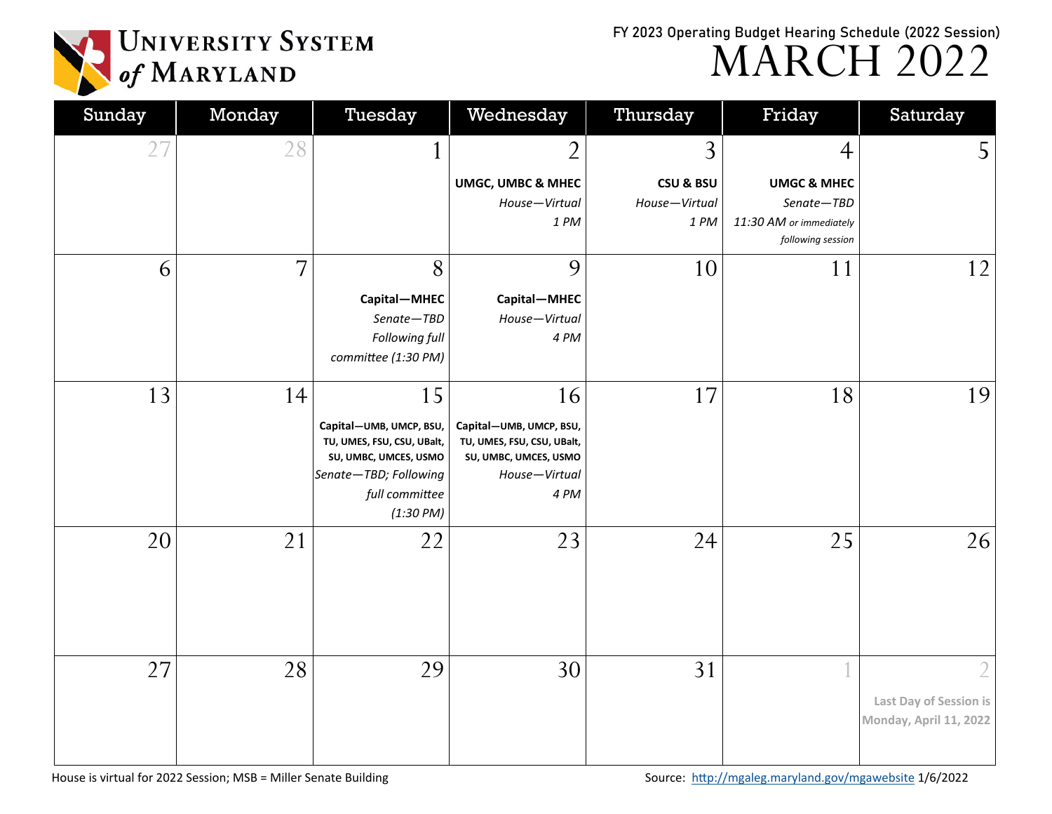# University System of Maryland

FY 2023 Operating Budget Hearing Schedule (2022 Session)

# MARCH 2022

| Sunday | Monday | Tuesday | Wednesday | Thursday | Friday | Saturday |
|---|---|---|---|---|---|---|
| 27 | 28 | 1 | 2 **UMGC, UMBC & MHEC** *House—Virtual* *1 PM* | 3 **CSU & BSU** *House—Virtual* *1 PM* | 4 **UMGC & MHEC** *Senate—TBD* *11:30 AM or immediately following session* | 5 |
| 6 | 7 | 8 **Capital—MHEC** *Senate—TBD* *Following full committee (1:30 PM)* | 9 **Capital—MHEC** *House—Virtual* *4 PM* | 10 | 11 | 12 |
| 13 | 14 | 15 **Capital—UMB, UMCP, BSU, TU, UMES, FSU, CSU, UBalt, SU, UMBC, UMCES, USMO** *Senate—TBD; Following full committee (1:30 PM)* | 16 **Capital—UMB, UMCP, BSU, TU, UMES, FSU, CSU, UBalt, SU, UMBC, UMCES, USMO** *House—Virtual* *4 PM* | 17 | 18 | 19 |
| 20 | 21 | 22 | 23 | 24 | 25 | 26 |
| 27 | 28 | 29 | 30 | 31 | 1 | 2 **Last Day of Session is Monday, April 11, 2022** |

House is virtual for 2022 Session; MSB = Miller Senate Building

Source: http://mgaleg.maryland.gov/mgawebsite 1/6/2022